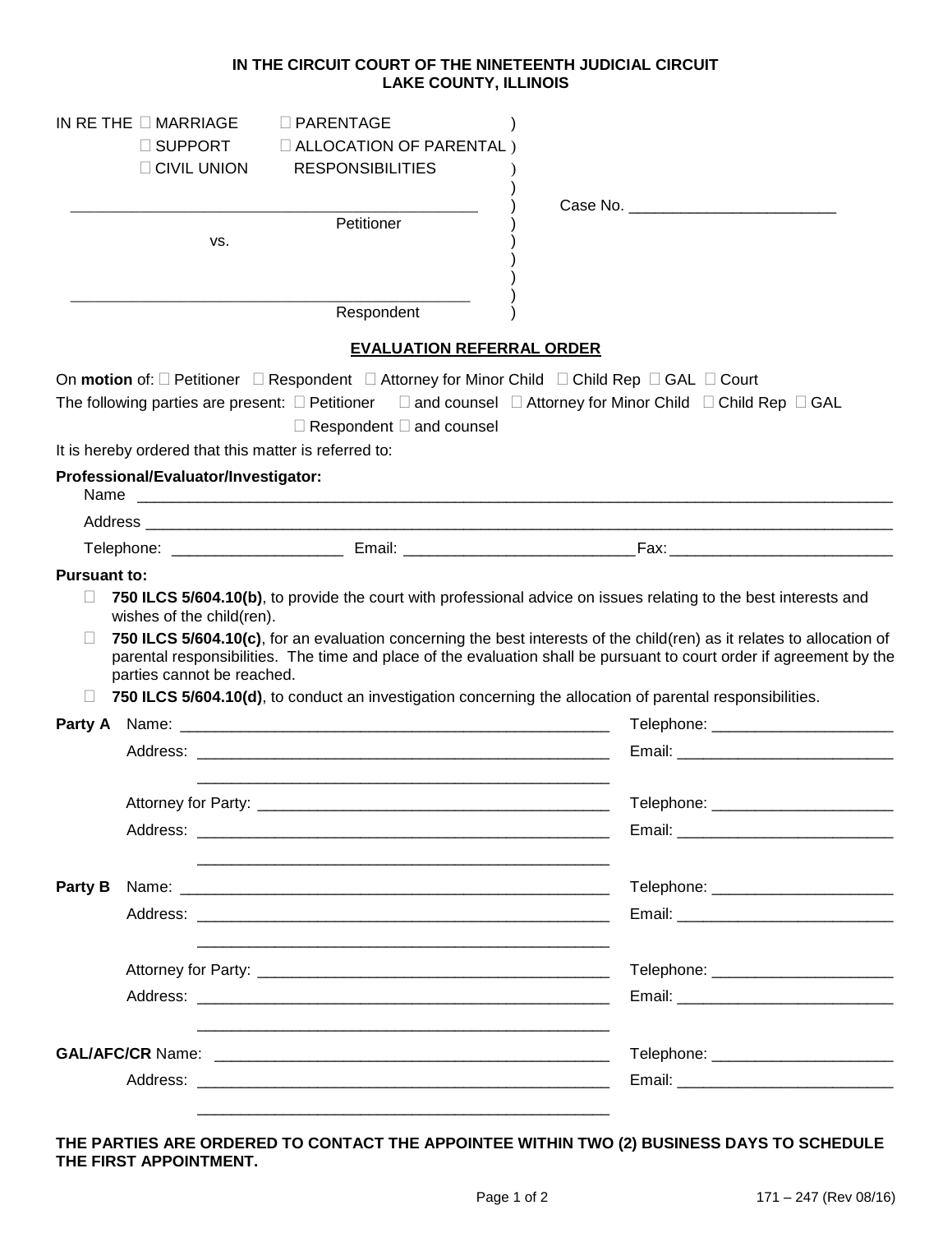**IN THE CIRCUIT COURT OF THE NINETEENTH JUDICIAL CIRCUIT**
**LAKE COUNTY, ILLINOIS**

IN RE THE ☐ MARRIAGE ☐ PARENTAGE
☐ SUPPORT ☐ ALLOCATION OF PARENTAL RESPONSIBILITIES
☐ CIVIL UNION

_______________________________________________
Petitioner

vs.

_______________________________________________
Respondent

Case No. ________________________

## EVALUATION REFERRAL ORDER

On **motion** of: ☐ Petitioner ☐ Respondent ☐ Attorney for Minor Child ☐ Child Rep ☐ GAL ☐ Court

The following parties are present: ☐ Petitioner ☐ and counsel ☐ Attorney for Minor Child ☐ Child Rep ☐ GAL
☐ Respondent ☐ and counsel

It is hereby ordered that this matter is referred to:

**Professional/Evaluator/Investigator:**

Name ___________________________________________________________________________________

Address _________________________________________________________________________________

Telephone: ____________________ Email: ___________________________ Fax: __________________________

**Pursuant to:**

☐ **750 ILCS 5/604.10(b)**, to provide the court with professional advice on issues relating to the best interests and wishes of the child(ren).

☐ **750 ILCS 5/604.10(c)**, for an evaluation concerning the best interests of the child(ren) as it relates to allocation of parental responsibilities. The time and place of the evaluation shall be pursuant to court order if agreement by the parties cannot be reached.

☐ **750 ILCS 5/604.10(d)**, to conduct an investigation concerning the allocation of parental responsibilities.

**Party A** Name: ___________________________________________________ Telephone: _____________________

Address: _________________________________________________ Email: _________________________

_________________________________________________

Attorney for Party: ____________________________________________ Telephone: _____________________

Address: _________________________________________________ Email: _________________________

_________________________________________________

**Party B** Name: ___________________________________________________ Telephone: _____________________

Address: _________________________________________________ Email: _________________________

_________________________________________________

Attorney for Party: ____________________________________________ Telephone: _____________________

Address: _________________________________________________ Email: _________________________

_________________________________________________

**GAL/AFC/CR** Name: _______________________________________________ Telephone: _____________________

Address: _________________________________________________ Email: _________________________

_________________________________________________

**THE PARTIES ARE ORDERED TO CONTACT THE APPOINTEE WITHIN TWO (2) BUSINESS DAYS TO SCHEDULE THE FIRST APPOINTMENT.**

171 – 247 (Rev 08/16)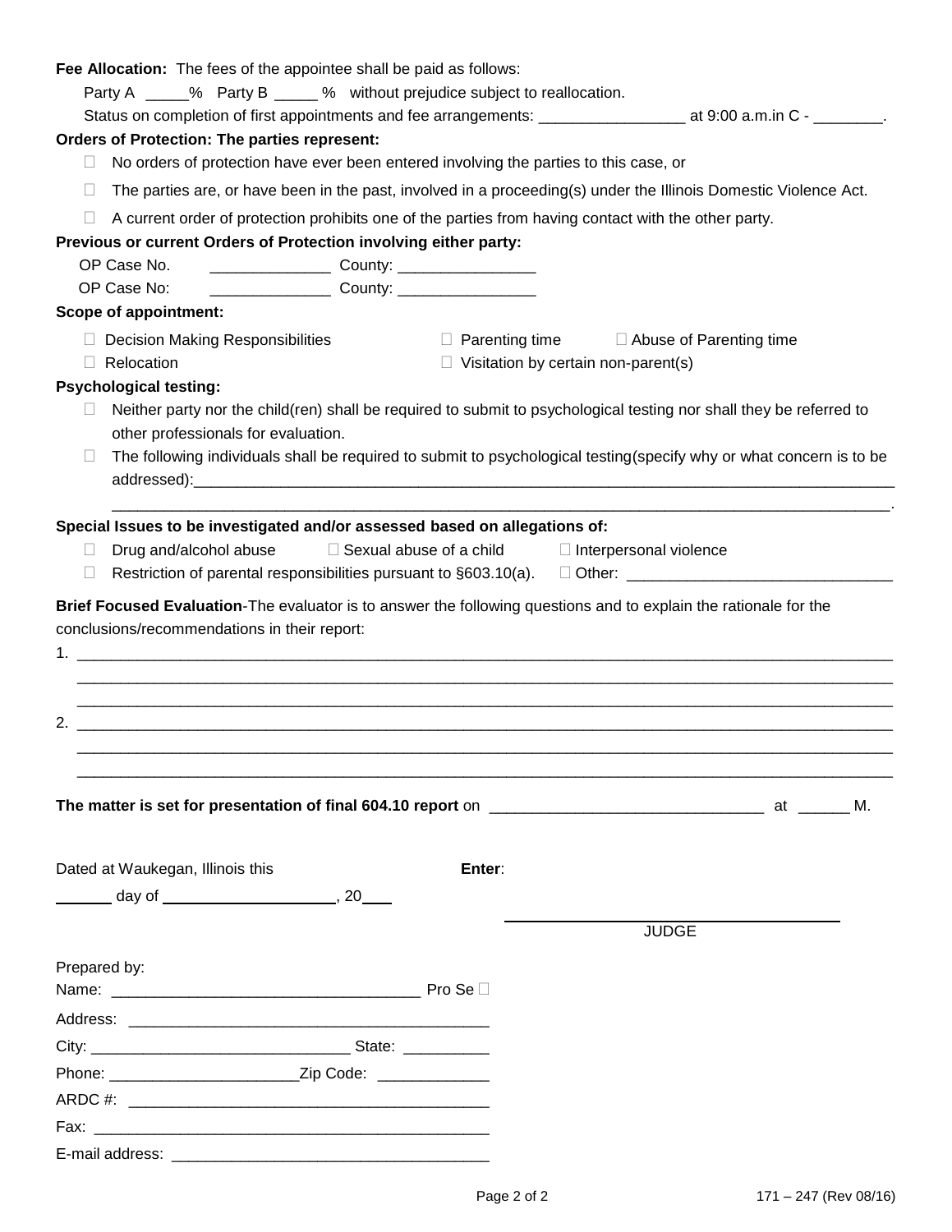**Fee Allocation:** The fees of the appointee shall be paid as follows:

Party A _____% Party B _____ % without prejudice subject to reallocation.

Status on completion of first appointments and fee arrangements: _________________ at 9:00 a.m.in C - ________.

**Orders of Protection: The parties represent:**

- ☐ No orders of protection have ever been entered involving the parties to this case, or
- ☐ The parties are, or have been in the past, involved in a proceeding(s) under the Illinois Domestic Violence Act.
- ☐ A current order of protection prohibits one of the parties from having contact with the other party.

**Previous or current Orders of Protection involving either party:**

OP Case No. ______________ County: ________________

OP Case No: ______________ County: ________________

**Scope of appointment:**

- ☐ Decision Making Responsibilities
- ☐ Parenting time
- ☐ Abuse of Parenting time
- ☐ Relocation
- ☐ Visitation by certain non-parent(s)

**Psychological testing:**

- ☐ Neither party nor the child(ren) shall be required to submit to psychological testing nor shall they be referred to other professionals for evaluation.
- ☐ The following individuals shall be required to submit to psychological testing(specify why or what concern is to be addressed):_______________________________________________________________________________________ _______________________________________________________________________________________.

**Special Issues to be investigated and/or assessed based on allegations of:**

- ☐ Drug and/alcohol abuse
- ☐ Sexual abuse of a child
- ☐ Interpersonal violence
- ☐ Restriction of parental responsibilities pursuant to §603.10(a).
- ☐ Other: ______________________________

**Brief Focused Evaluation**-The evaluator is to answer the following questions and to explain the rationale for the conclusions/recommendations in their report:

1. _______________________________________________________________________________________
_______________________________________________________________________________________
_______________________________________________________________________________________

2. _______________________________________________________________________________________
_______________________________________________________________________________________
_______________________________________________________________________________________

**The matter is set for presentation of final 604.10 report** on ______________________________ at ______ M.

Dated at Waukegan, Illinois this

_______ day of ____________________, 20___

**Enter**:

_____________________________________
JUDGE

Prepared by:

Name: ___________________________________ Pro Se ☐

Address: __________________________________________

City: ______________________________ State: __________

Phone: ______________________Zip Code: _____________

ARDC #: __________________________________________

Fax: ______________________________________________

E-mail address: ____________________________________

171 – 247 (Rev 08/16)